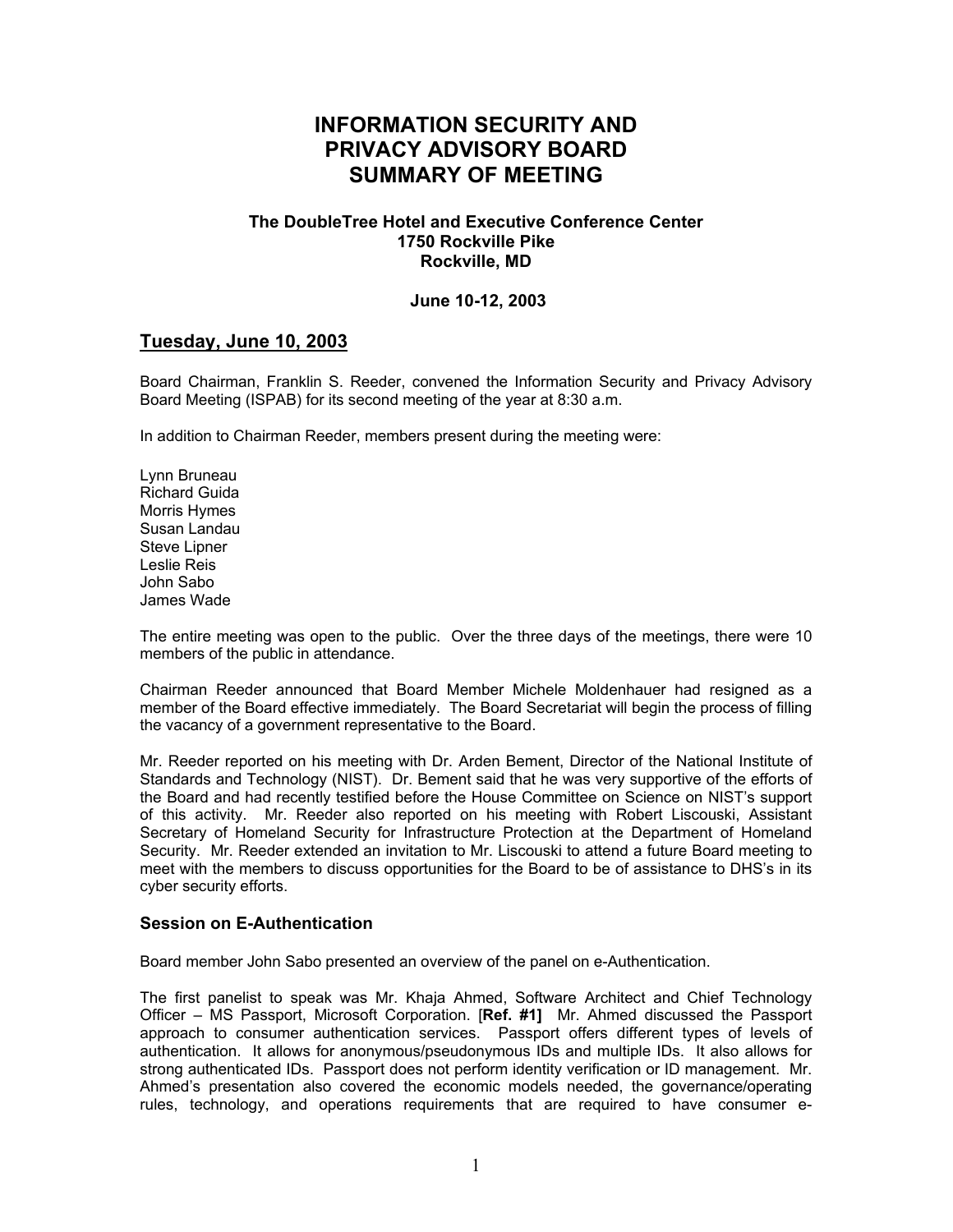# INFORMATION SECURITY AND PRIVACY ADVISORY BOARD SUMMARY OF MEETING

**The DoubleTree Hotel and Executive Conference Center**
**1750 Rockville Pike**
**Rockville, MD**

**June 10-12, 2003**

## Tuesday, June 10, 2003

Board Chairman, Franklin S. Reeder, convened the Information Security and Privacy Advisory Board Meeting (ISPAB) for its second meeting of the year at 8:30 a.m.

In addition to Chairman Reeder, members present during the meeting were:

Lynn Bruneau
Richard Guida
Morris Hymes
Susan Landau
Steve Lipner
Leslie Reis
John Sabo
James Wade

The entire meeting was open to the public. Over the three days of the meetings, there were 10 members of the public in attendance.

Chairman Reeder announced that Board Member Michele Moldenhauer had resigned as a member of the Board effective immediately. The Board Secretariat will begin the process of filling the vacancy of a government representative to the Board.

Mr. Reeder reported on his meeting with Dr. Arden Bement, Director of the National Institute of Standards and Technology (NIST). Dr. Bement said that he was very supportive of the efforts of the Board and had recently testified before the House Committee on Science on NIST's support of this activity. Mr. Reeder also reported on his meeting with Robert Liscouski, Assistant Secretary of Homeland Security for Infrastructure Protection at the Department of Homeland Security. Mr. Reeder extended an invitation to Mr. Liscouski to attend a future Board meeting to meet with the members to discuss opportunities for the Board to be of assistance to DHS's in its cyber security efforts.

### Session on E-Authentication

Board member John Sabo presented an overview of the panel on e-Authentication.

The first panelist to speak was Mr. Khaja Ahmed, Software Architect and Chief Technology Officer – MS Passport, Microsoft Corporation. [**Ref. #1]** Mr. Ahmed discussed the Passport approach to consumer authentication services. Passport offers different types of levels of authentication. It allows for anonymous/pseudonymous IDs and multiple IDs. It also allows for strong authenticated IDs. Passport does not perform identity verification or ID management. Mr. Ahmed's presentation also covered the economic models needed, the governance/operating rules, technology, and operations requirements that are required to have consumer e-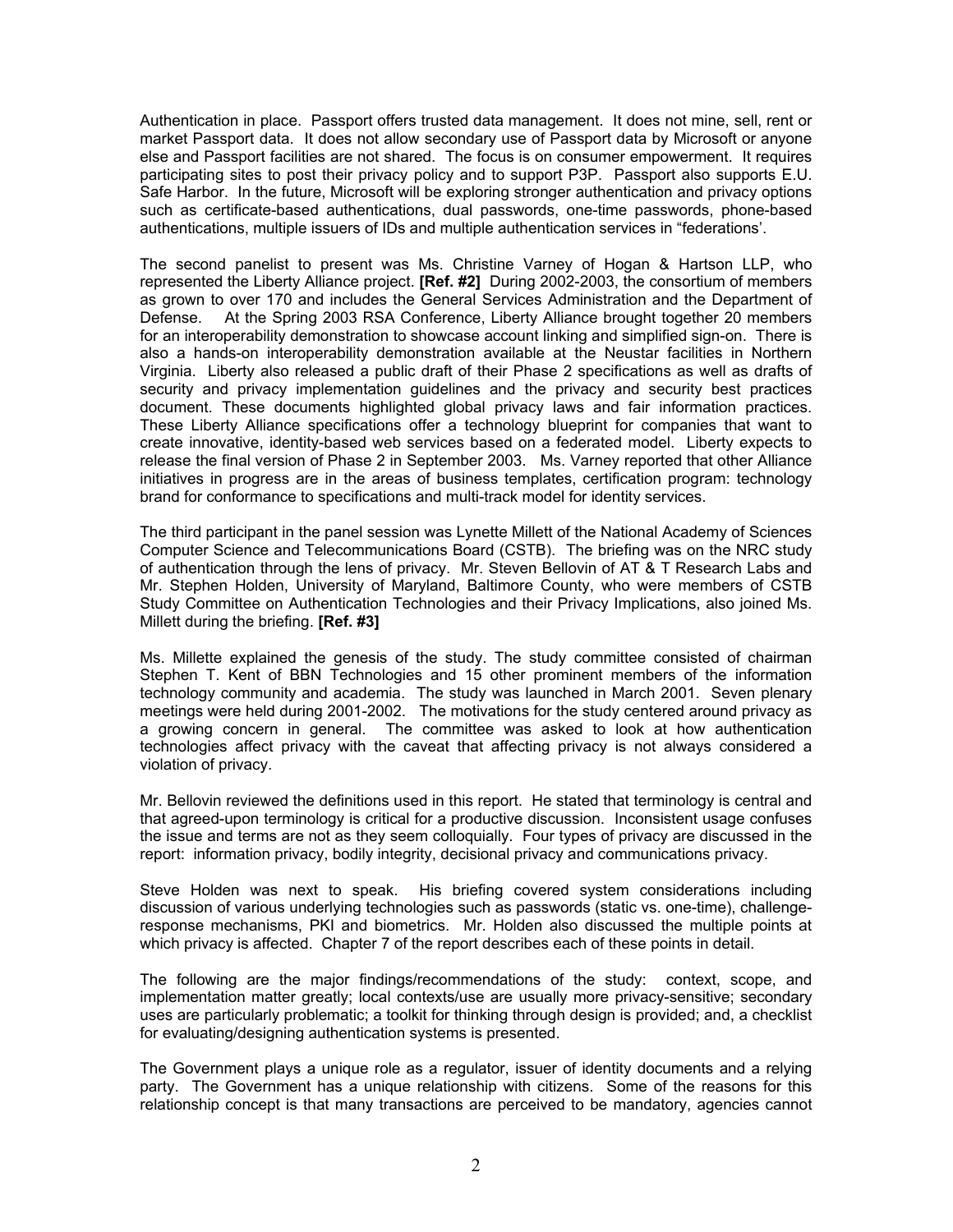Authentication in place. Passport offers trusted data management. It does not mine, sell, rent or market Passport data. It does not allow secondary use of Passport data by Microsoft or anyone else and Passport facilities are not shared. The focus is on consumer empowerment. It requires participating sites to post their privacy policy and to support P3P. Passport also supports E.U. Safe Harbor. In the future, Microsoft will be exploring stronger authentication and privacy options such as certificate-based authentications, dual passwords, one-time passwords, phone-based authentications, multiple issuers of IDs and multiple authentication services in "federations'.

The second panelist to present was Ms. Christine Varney of Hogan & Hartson LLP, who represented the Liberty Alliance project. **[Ref. #2]** During 2002-2003, the consortium of members as grown to over 170 and includes the General Services Administration and the Department of Defense. At the Spring 2003 RSA Conference, Liberty Alliance brought together 20 members for an interoperability demonstration to showcase account linking and simplified sign-on. There is also a hands-on interoperability demonstration available at the Neustar facilities in Northern Virginia. Liberty also released a public draft of their Phase 2 specifications as well as drafts of security and privacy implementation guidelines and the privacy and security best practices document. These documents highlighted global privacy laws and fair information practices. These Liberty Alliance specifications offer a technology blueprint for companies that want to create innovative, identity-based web services based on a federated model. Liberty expects to release the final version of Phase 2 in September 2003. Ms. Varney reported that other Alliance initiatives in progress are in the areas of business templates, certification program: technology brand for conformance to specifications and multi-track model for identity services.

The third participant in the panel session was Lynette Millett of the National Academy of Sciences Computer Science and Telecommunications Board (CSTB). The briefing was on the NRC study of authentication through the lens of privacy. Mr. Steven Bellovin of AT & T Research Labs and Mr. Stephen Holden, University of Maryland, Baltimore County, who were members of CSTB Study Committee on Authentication Technologies and their Privacy Implications, also joined Ms. Millett during the briefing. **[Ref. #3]**

Ms. Millette explained the genesis of the study. The study committee consisted of chairman Stephen T. Kent of BBN Technologies and 15 other prominent members of the information technology community and academia. The study was launched in March 2001. Seven plenary meetings were held during 2001-2002. The motivations for the study centered around privacy as a growing concern in general. The committee was asked to look at how authentication technologies affect privacy with the caveat that affecting privacy is not always considered a violation of privacy.

Mr. Bellovin reviewed the definitions used in this report. He stated that terminology is central and that agreed-upon terminology is critical for a productive discussion. Inconsistent usage confuses the issue and terms are not as they seem colloquially. Four types of privacy are discussed in the report: information privacy, bodily integrity, decisional privacy and communications privacy.

Steve Holden was next to speak. His briefing covered system considerations including discussion of various underlying technologies such as passwords (static vs. one-time), challenge-response mechanisms, PKI and biometrics. Mr. Holden also discussed the multiple points at which privacy is affected. Chapter 7 of the report describes each of these points in detail.

The following are the major findings/recommendations of the study: context, scope, and implementation matter greatly; local contexts/use are usually more privacy-sensitive; secondary uses are particularly problematic; a toolkit for thinking through design is provided; and, a checklist for evaluating/designing authentication systems is presented.

The Government plays a unique role as a regulator, issuer of identity documents and a relying party. The Government has a unique relationship with citizens. Some of the reasons for this relationship concept is that many transactions are perceived to be mandatory, agencies cannot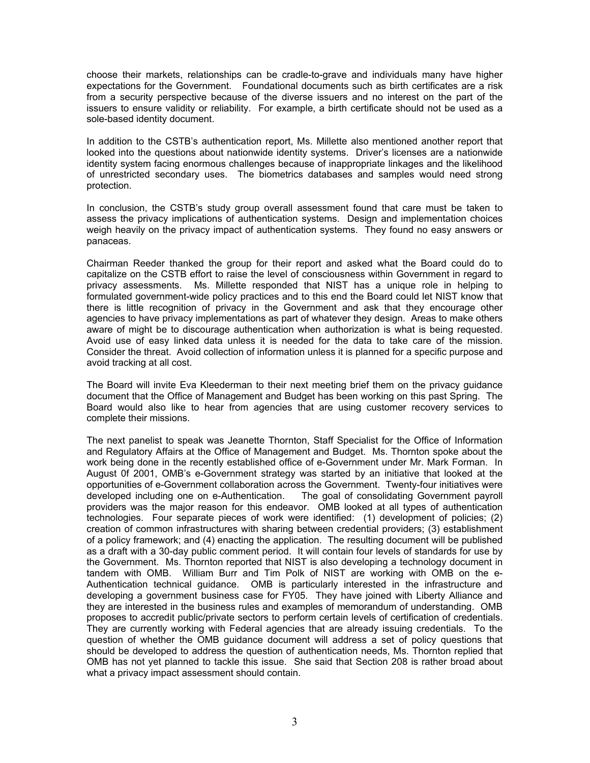choose their markets, relationships can be cradle-to-grave and individuals many have higher expectations for the Government. Foundational documents such as birth certificates are a risk from a security perspective because of the diverse issuers and no interest on the part of the issuers to ensure validity or reliability. For example, a birth certificate should not be used as a sole-based identity document.

In addition to the CSTB's authentication report, Ms. Millette also mentioned another report that looked into the questions about nationwide identity systems. Driver's licenses are a nationwide identity system facing enormous challenges because of inappropriate linkages and the likelihood of unrestricted secondary uses. The biometrics databases and samples would need strong protection.

In conclusion, the CSTB's study group overall assessment found that care must be taken to assess the privacy implications of authentication systems. Design and implementation choices weigh heavily on the privacy impact of authentication systems. They found no easy answers or panaceas.

Chairman Reeder thanked the group for their report and asked what the Board could do to capitalize on the CSTB effort to raise the level of consciousness within Government in regard to privacy assessments. Ms. Millette responded that NIST has a unique role in helping to formulated government-wide policy practices and to this end the Board could let NIST know that there is little recognition of privacy in the Government and ask that they encourage other agencies to have privacy implementations as part of whatever they design. Areas to make others aware of might be to discourage authentication when authorization is what is being requested. Avoid use of easy linked data unless it is needed for the data to take care of the mission. Consider the threat. Avoid collection of information unless it is planned for a specific purpose and avoid tracking at all cost.

The Board will invite Eva Kleederman to their next meeting brief them on the privacy guidance document that the Office of Management and Budget has been working on this past Spring. The Board would also like to hear from agencies that are using customer recovery services to complete their missions.

The next panelist to speak was Jeanette Thornton, Staff Specialist for the Office of Information and Regulatory Affairs at the Office of Management and Budget. Ms. Thornton spoke about the work being done in the recently established office of e-Government under Mr. Mark Forman. In August 0f 2001, OMB's e-Government strategy was started by an initiative that looked at the opportunities of e-Government collaboration across the Government. Twenty-four initiatives were developed including one on e-Authentication. The goal of consolidating Government payroll providers was the major reason for this endeavor. OMB looked at all types of authentication technologies. Four separate pieces of work were identified: (1) development of policies; (2) creation of common infrastructures with sharing between credential providers; (3) establishment of a policy framework; and (4) enacting the application. The resulting document will be published as a draft with a 30-day public comment period. It will contain four levels of standards for use by the Government. Ms. Thornton reported that NIST is also developing a technology document in tandem with OMB. William Burr and Tim Polk of NIST are working with OMB on the e-Authentication technical guidance. OMB is particularly interested in the infrastructure and developing a government business case for FY05. They have joined with Liberty Alliance and they are interested in the business rules and examples of memorandum of understanding. OMB proposes to accredit public/private sectors to perform certain levels of certification of credentials. They are currently working with Federal agencies that are already issuing credentials. To the question of whether the OMB guidance document will address a set of policy questions that should be developed to address the question of authentication needs, Ms. Thornton replied that OMB has not yet planned to tackle this issue. She said that Section 208 is rather broad about what a privacy impact assessment should contain.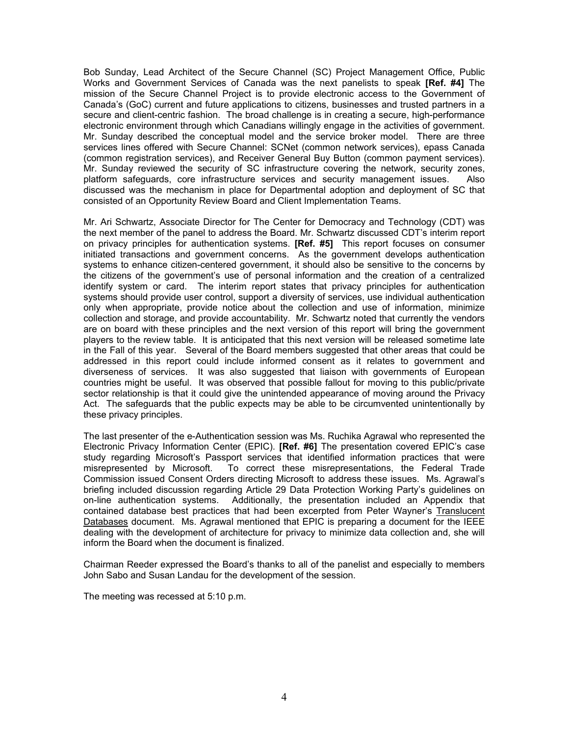Bob Sunday, Lead Architect of the Secure Channel (SC) Project Management Office, Public Works and Government Services of Canada was the next panelists to speak **[Ref. #4]** The mission of the Secure Channel Project is to provide electronic access to the Government of Canada's (GoC) current and future applications to citizens, businesses and trusted partners in a secure and client-centric fashion. The broad challenge is in creating a secure, high-performance electronic environment through which Canadians willingly engage in the activities of government. Mr. Sunday described the conceptual model and the service broker model. There are three services lines offered with Secure Channel: SCNet (common network services), epass Canada (common registration services), and Receiver General Buy Button (common payment services). Mr. Sunday reviewed the security of SC infrastructure covering the network, security zones, platform safeguards, core infrastructure services and security management issues. Also discussed was the mechanism in place for Departmental adoption and deployment of SC that consisted of an Opportunity Review Board and Client Implementation Teams.

Mr. Ari Schwartz, Associate Director for The Center for Democracy and Technology (CDT) was the next member of the panel to address the Board. Mr. Schwartz discussed CDT's interim report on privacy principles for authentication systems. **[Ref. #5]** This report focuses on consumer initiated transactions and government concerns. As the government develops authentication systems to enhance citizen-centered government, it should also be sensitive to the concerns by the citizens of the government's use of personal information and the creation of a centralized identify system or card. The interim report states that privacy principles for authentication systems should provide user control, support a diversity of services, use individual authentication only when appropriate, provide notice about the collection and use of information, minimize collection and storage, and provide accountability. Mr. Schwartz noted that currently the vendors are on board with these principles and the next version of this report will bring the government players to the review table. It is anticipated that this next version will be released sometime late in the Fall of this year. Several of the Board members suggested that other areas that could be addressed in this report could include informed consent as it relates to government and diverseness of services. It was also suggested that liaison with governments of European countries might be useful. It was observed that possible fallout for moving to this public/private sector relationship is that it could give the unintended appearance of moving around the Privacy Act. The safeguards that the public expects may be able to be circumvented unintentionally by these privacy principles.

The last presenter of the e-Authentication session was Ms. Ruchika Agrawal who represented the Electronic Privacy Information Center (EPIC). **[Ref. #6]** The presentation covered EPIC's case study regarding Microsoft's Passport services that identified information practices that were misrepresented by Microsoft. To correct these misrepresentations, the Federal Trade Commission issued Consent Orders directing Microsoft to address these issues. Ms. Agrawal's briefing included discussion regarding Article 29 Data Protection Working Party's guidelines on on-line authentication systems. Additionally, the presentation included an Appendix that contained database best practices that had been excerpted from Peter Wayner's Translucent Databases document. Ms. Agrawal mentioned that EPIC is preparing a document for the IEEE dealing with the development of architecture for privacy to minimize data collection and, she will inform the Board when the document is finalized.

Chairman Reeder expressed the Board's thanks to all of the panelist and especially to members John Sabo and Susan Landau for the development of the session.

The meeting was recessed at 5:10 p.m.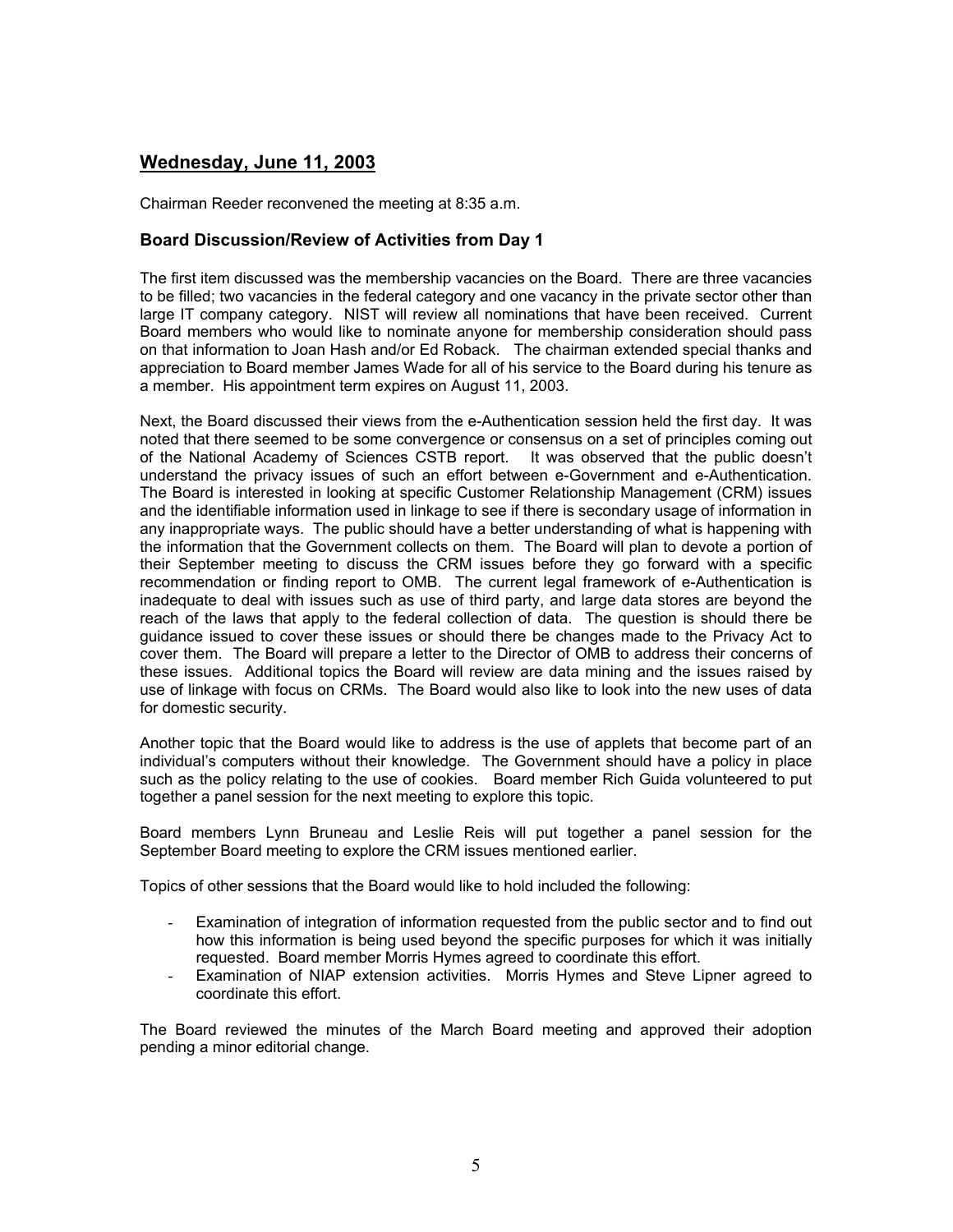## Wednesday, June 11, 2003

Chairman Reeder reconvened the meeting at 8:35 a.m.

### Board Discussion/Review of Activities from Day 1

The first item discussed was the membership vacancies on the Board. There are three vacancies to be filled; two vacancies in the federal category and one vacancy in the private sector other than large IT company category. NIST will review all nominations that have been received. Current Board members who would like to nominate anyone for membership consideration should pass on that information to Joan Hash and/or Ed Roback. The chairman extended special thanks and appreciation to Board member James Wade for all of his service to the Board during his tenure as a member. His appointment term expires on August 11, 2003.

Next, the Board discussed their views from the e-Authentication session held the first day. It was noted that there seemed to be some convergence or consensus on a set of principles coming out of the National Academy of Sciences CSTB report. It was observed that the public doesn't understand the privacy issues of such an effort between e-Government and e-Authentication. The Board is interested in looking at specific Customer Relationship Management (CRM) issues and the identifiable information used in linkage to see if there is secondary usage of information in any inappropriate ways. The public should have a better understanding of what is happening with the information that the Government collects on them. The Board will plan to devote a portion of their September meeting to discuss the CRM issues before they go forward with a specific recommendation or finding report to OMB. The current legal framework of e-Authentication is inadequate to deal with issues such as use of third party, and large data stores are beyond the reach of the laws that apply to the federal collection of data. The question is should there be guidance issued to cover these issues or should there be changes made to the Privacy Act to cover them. The Board will prepare a letter to the Director of OMB to address their concerns of these issues. Additional topics the Board will review are data mining and the issues raised by use of linkage with focus on CRMs. The Board would also like to look into the new uses of data for domestic security.

Another topic that the Board would like to address is the use of applets that become part of an individual's computers without their knowledge. The Government should have a policy in place such as the policy relating to the use of cookies. Board member Rich Guida volunteered to put together a panel session for the next meeting to explore this topic.

Board members Lynn Bruneau and Leslie Reis will put together a panel session for the September Board meeting to explore the CRM issues mentioned earlier.

Topics of other sessions that the Board would like to hold included the following:

- Examination of integration of information requested from the public sector and to find out how this information is being used beyond the specific purposes for which it was initially requested. Board member Morris Hymes agreed to coordinate this effort.
- Examination of NIAP extension activities. Morris Hymes and Steve Lipner agreed to coordinate this effort.

The Board reviewed the minutes of the March Board meeting and approved their adoption pending a minor editorial change.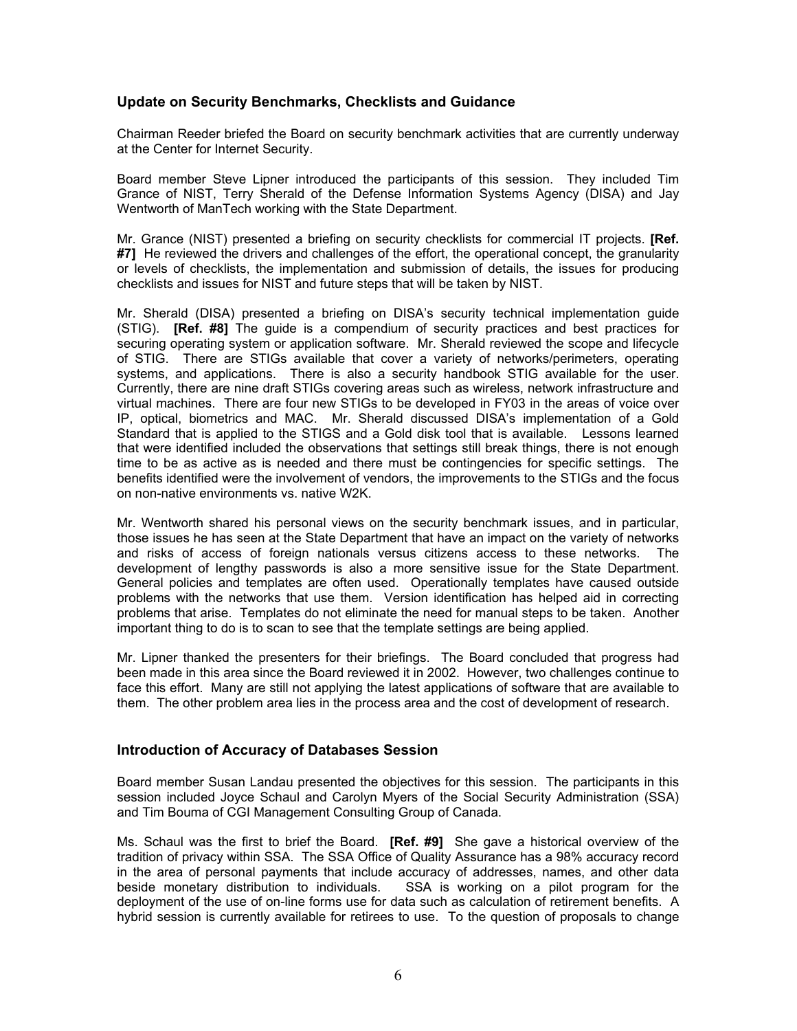### Update on Security Benchmarks, Checklists and Guidance

Chairman Reeder briefed the Board on security benchmark activities that are currently underway at the Center for Internet Security.

Board member Steve Lipner introduced the participants of this session. They included Tim Grance of NIST, Terry Sherald of the Defense Information Systems Agency (DISA) and Jay Wentworth of ManTech working with the State Department.

Mr. Grance (NIST) presented a briefing on security checklists for commercial IT projects. **[Ref. #7]** He reviewed the drivers and challenges of the effort, the operational concept, the granularity or levels of checklists, the implementation and submission of details, the issues for producing checklists and issues for NIST and future steps that will be taken by NIST.

Mr. Sherald (DISA) presented a briefing on DISA's security technical implementation guide (STIG). **[Ref. #8]** The guide is a compendium of security practices and best practices for securing operating system or application software. Mr. Sherald reviewed the scope and lifecycle of STIG. There are STIGs available that cover a variety of networks/perimeters, operating systems, and applications. There is also a security handbook STIG available for the user. Currently, there are nine draft STIGs covering areas such as wireless, network infrastructure and virtual machines. There are four new STIGs to be developed in FY03 in the areas of voice over IP, optical, biometrics and MAC. Mr. Sherald discussed DISA's implementation of a Gold Standard that is applied to the STIGS and a Gold disk tool that is available. Lessons learned that were identified included the observations that settings still break things, there is not enough time to be as active as is needed and there must be contingencies for specific settings. The benefits identified were the involvement of vendors, the improvements to the STIGs and the focus on non-native environments vs. native W2K.

Mr. Wentworth shared his personal views on the security benchmark issues, and in particular, those issues he has seen at the State Department that have an impact on the variety of networks and risks of access of foreign nationals versus citizens access to these networks. The development of lengthy passwords is also a more sensitive issue for the State Department. General policies and templates are often used. Operationally templates have caused outside problems with the networks that use them. Version identification has helped aid in correcting problems that arise. Templates do not eliminate the need for manual steps to be taken. Another important thing to do is to scan to see that the template settings are being applied.

Mr. Lipner thanked the presenters for their briefings. The Board concluded that progress had been made in this area since the Board reviewed it in 2002. However, two challenges continue to face this effort. Many are still not applying the latest applications of software that are available to them. The other problem area lies in the process area and the cost of development of research.

### Introduction of Accuracy of Databases Session

Board member Susan Landau presented the objectives for this session. The participants in this session included Joyce Schaul and Carolyn Myers of the Social Security Administration (SSA) and Tim Bouma of CGI Management Consulting Group of Canada.

Ms. Schaul was the first to brief the Board. **[Ref. #9]** She gave a historical overview of the tradition of privacy within SSA. The SSA Office of Quality Assurance has a 98% accuracy record in the area of personal payments that include accuracy of addresses, names, and other data beside monetary distribution to individuals. SSA is working on a pilot program for the deployment of the use of on-line forms use for data such as calculation of retirement benefits. A hybrid session is currently available for retirees to use. To the question of proposals to change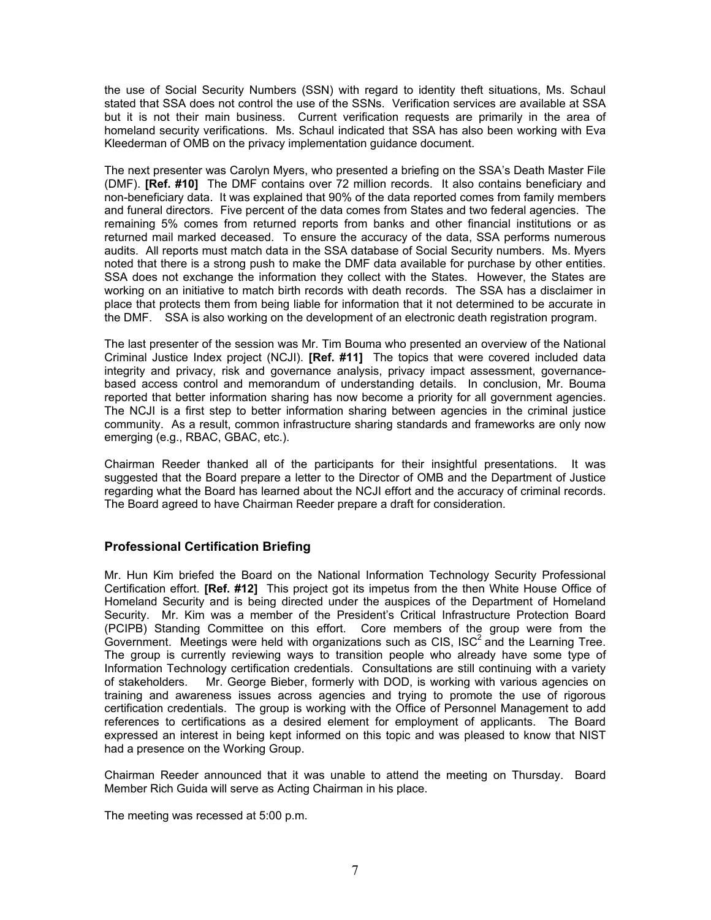the use of Social Security Numbers (SSN) with regard to identity theft situations, Ms. Schaul stated that SSA does not control the use of the SSNs. Verification services are available at SSA but it is not their main business. Current verification requests are primarily in the area of homeland security verifications. Ms. Schaul indicated that SSA has also been working with Eva Kleederman of OMB on the privacy implementation guidance document.

The next presenter was Carolyn Myers, who presented a briefing on the SSA's Death Master File (DMF). **[Ref. #10]** The DMF contains over 72 million records. It also contains beneficiary and non-beneficiary data. It was explained that 90% of the data reported comes from family members and funeral directors. Five percent of the data comes from States and two federal agencies. The remaining 5% comes from returned reports from banks and other financial institutions or as returned mail marked deceased. To ensure the accuracy of the data, SSA performs numerous audits. All reports must match data in the SSA database of Social Security numbers. Ms. Myers noted that there is a strong push to make the DMF data available for purchase by other entities. SSA does not exchange the information they collect with the States. However, the States are working on an initiative to match birth records with death records. The SSA has a disclaimer in place that protects them from being liable for information that it not determined to be accurate in the DMF. SSA is also working on the development of an electronic death registration program.

The last presenter of the session was Mr. Tim Bouma who presented an overview of the National Criminal Justice Index project (NCJI). **[Ref. #11]** The topics that were covered included data integrity and privacy, risk and governance analysis, privacy impact assessment, governance-based access control and memorandum of understanding details. In conclusion, Mr. Bouma reported that better information sharing has now become a priority for all government agencies. The NCJI is a first step to better information sharing between agencies in the criminal justice community. As a result, common infrastructure sharing standards and frameworks are only now emerging (e.g., RBAC, GBAC, etc.).

Chairman Reeder thanked all of the participants for their insightful presentations. It was suggested that the Board prepare a letter to the Director of OMB and the Department of Justice regarding what the Board has learned about the NCJI effort and the accuracy of criminal records. The Board agreed to have Chairman Reeder prepare a draft for consideration.

## Professional Certification Briefing

Mr. Hun Kim briefed the Board on the National Information Technology Security Professional Certification effort. **[Ref. #12]** This project got its impetus from the then White House Office of Homeland Security and is being directed under the auspices of the Department of Homeland Security. Mr. Kim was a member of the President's Critical Infrastructure Protection Board (PCIPB) Standing Committee on this effort. Core members of the group were from the Government. Meetings were held with organizations such as CIS, $ISC^2$ and the Learning Tree. The group is currently reviewing ways to transition people who already have some type of Information Technology certification credentials. Consultations are still continuing with a variety of stakeholders. Mr. George Bieber, formerly with DOD, is working with various agencies on training and awareness issues across agencies and trying to promote the use of rigorous certification credentials. The group is working with the Office of Personnel Management to add references to certifications as a desired element for employment of applicants. The Board expressed an interest in being kept informed on this topic and was pleased to know that NIST had a presence on the Working Group.

Chairman Reeder announced that it was unable to attend the meeting on Thursday. Board Member Rich Guida will serve as Acting Chairman in his place.

The meeting was recessed at 5:00 p.m.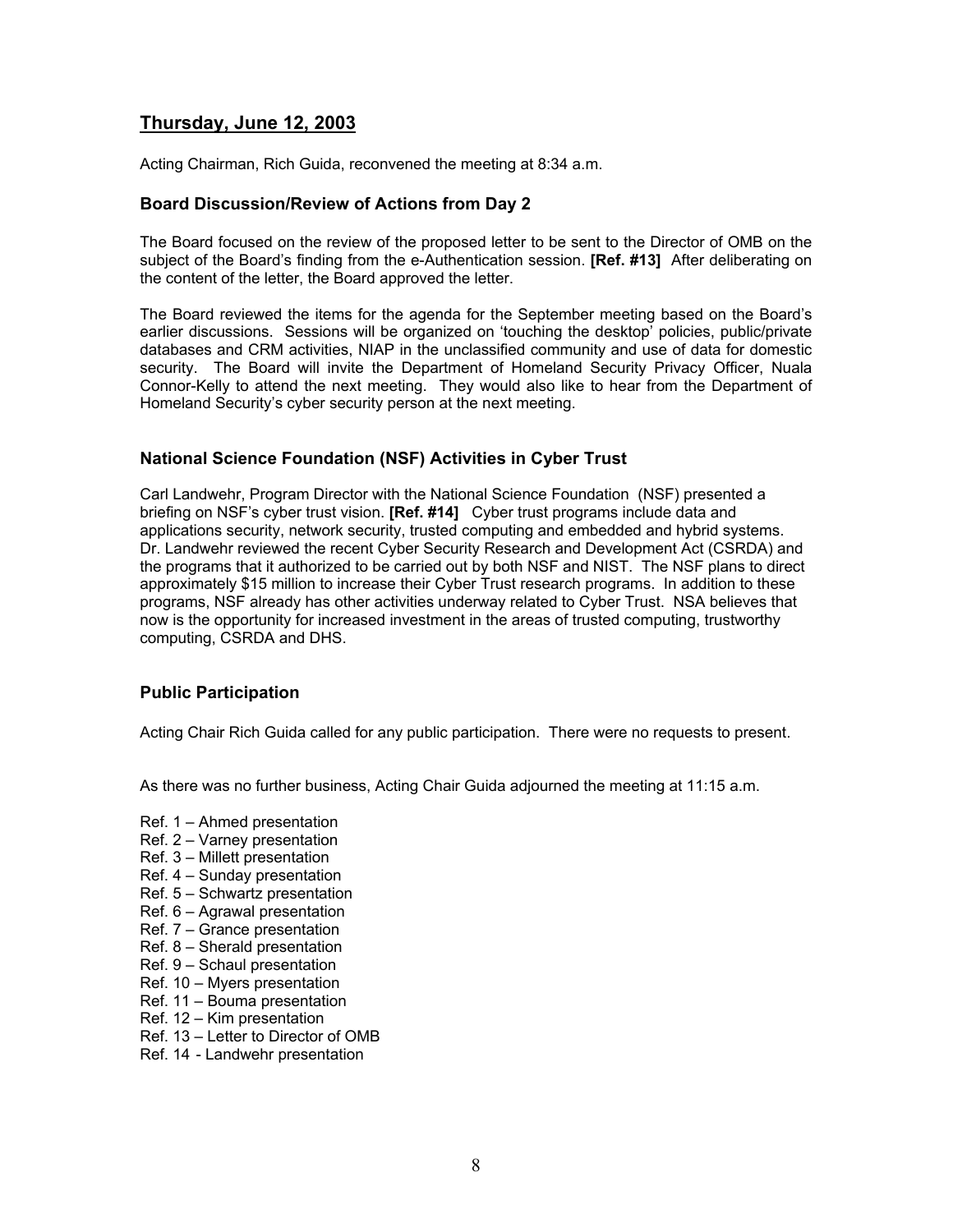## Thursday, June 12, 2003

Acting Chairman, Rich Guida, reconvened the meeting at 8:34 a.m.

### Board Discussion/Review of Actions from Day 2

The Board focused on the review of the proposed letter to be sent to the Director of OMB on the subject of the Board's finding from the e-Authentication session. **[Ref. #13]** After deliberating on the content of the letter, the Board approved the letter.

The Board reviewed the items for the agenda for the September meeting based on the Board's earlier discussions. Sessions will be organized on 'touching the desktop' policies, public/private databases and CRM activities, NIAP in the unclassified community and use of data for domestic security. The Board will invite the Department of Homeland Security Privacy Officer, Nuala Connor-Kelly to attend the next meeting. They would also like to hear from the Department of Homeland Security's cyber security person at the next meeting.

### National Science Foundation (NSF) Activities in Cyber Trust

Carl Landwehr, Program Director with the National Science Foundation (NSF) presented a briefing on NSF's cyber trust vision. **[Ref. #14]** Cyber trust programs include data and applications security, network security, trusted computing and embedded and hybrid systems. Dr. Landwehr reviewed the recent Cyber Security Research and Development Act (CSRDA) and the programs that it authorized to be carried out by both NSF and NIST. The NSF plans to direct approximately $15 million to increase their Cyber Trust research programs. In addition to these programs, NSF already has other activities underway related to Cyber Trust. NSA believes that now is the opportunity for increased investment in the areas of trusted computing, trustworthy computing, CSRDA and DHS.

### Public Participation

Acting Chair Rich Guida called for any public participation. There were no requests to present.

As there was no further business, Acting Chair Guida adjourned the meeting at 11:15 a.m.

Ref. 1 – Ahmed presentation
Ref. 2 – Varney presentation
Ref. 3 – Millett presentation
Ref. 4 – Sunday presentation
Ref. 5 – Schwartz presentation
Ref. 6 – Agrawal presentation
Ref. 7 – Grance presentation
Ref. 8 – Sherald presentation
Ref. 9 – Schaul presentation
Ref. 10 – Myers presentation
Ref. 11 – Bouma presentation
Ref. 12 – Kim presentation
Ref. 13 – Letter to Director of OMB
Ref. 14 - Landwehr presentation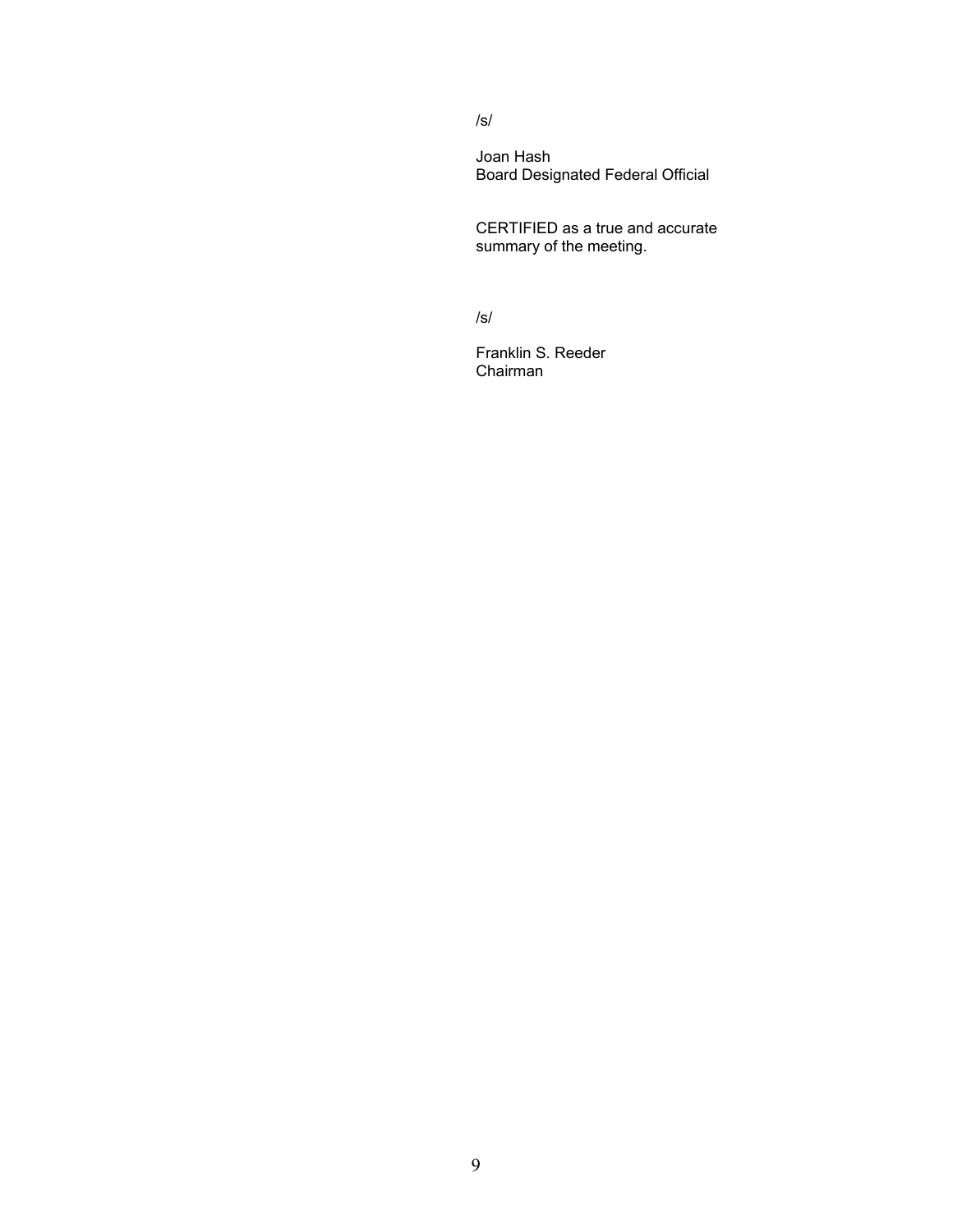/s/

Joan Hash
Board Designated Federal Official

CERTIFIED as a true and accurate summary of the meeting.

/s/

Franklin S. Reeder
Chairman